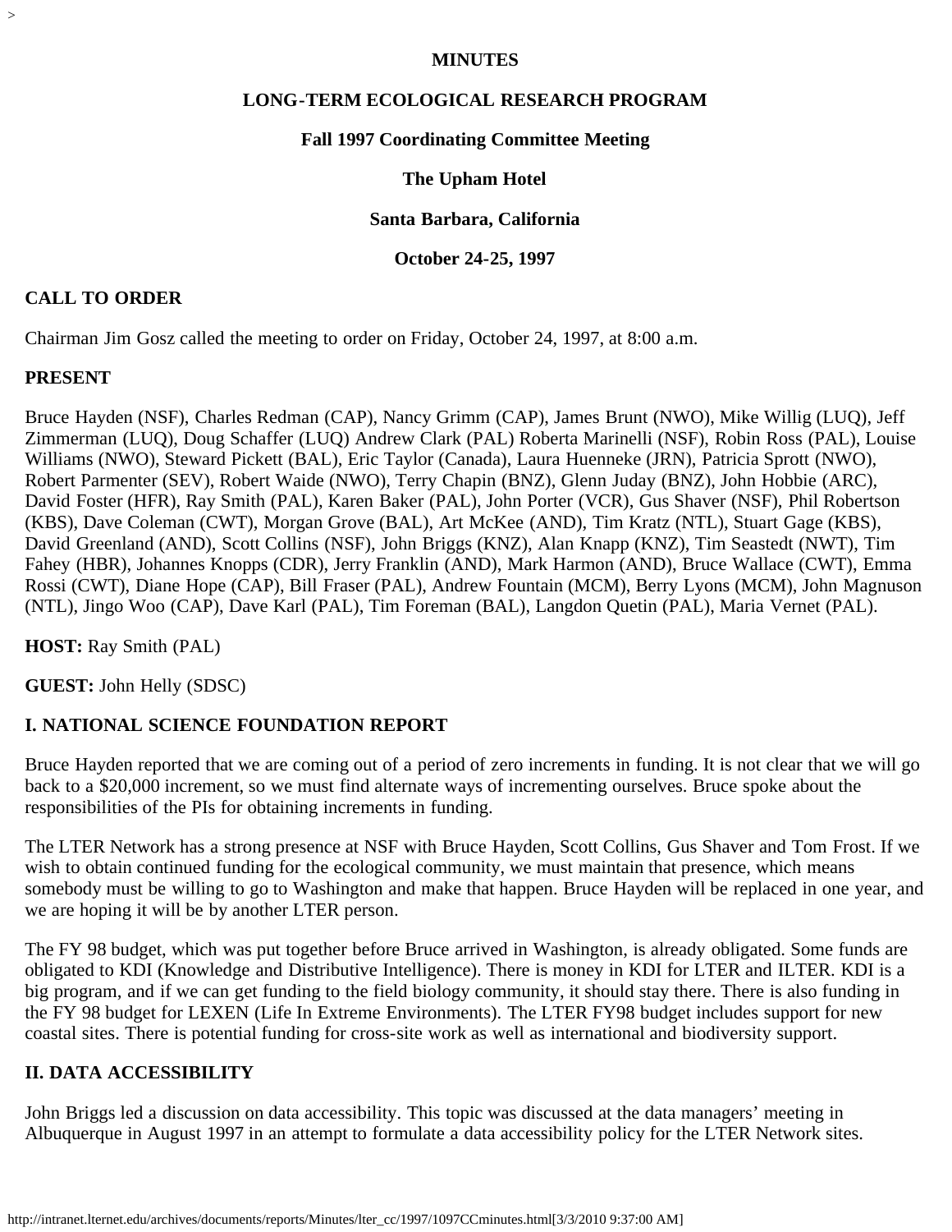**MINUTES**

**LONG-TERM ECOLOGICAL RESEARCH PROGRAM**

**Fall 1997 Coordinating Committee Meeting**

**The Upham Hotel**

**Santa Barbara, California**

**October 24-25, 1997**

## CALL TO ORDER

Chairman Jim Gosz called the meeting to order on Friday, October 24, 1997, at 8:00 a.m.

## PRESENT

Bruce Hayden (NSF), Charles Redman (CAP), Nancy Grimm (CAP), James Brunt (NWO), Mike Willig (LUQ), Jeff Zimmerman (LUQ), Doug Schaffer (LUQ) Andrew Clark (PAL) Roberta Marinelli (NSF), Robin Ross (PAL), Louise Williams (NWO), Steward Pickett (BAL), Eric Taylor (Canada), Laura Huenneke (JRN), Patricia Sprott (NWO), Robert Parmenter (SEV), Robert Waide (NWO), Terry Chapin (BNZ), Glenn Juday (BNZ), John Hobbie (ARC), David Foster (HFR), Ray Smith (PAL), Karen Baker (PAL), John Porter (VCR), Gus Shaver (NSF), Phil Robertson (KBS), Dave Coleman (CWT), Morgan Grove (BAL), Art McKee (AND), Tim Kratz (NTL), Stuart Gage (KBS), David Greenland (AND), Scott Collins (NSF), John Briggs (KNZ), Alan Knapp (KNZ), Tim Seastedt (NWT), Tim Fahey (HBR), Johannes Knopps (CDR), Jerry Franklin (AND), Mark Harmon (AND), Bruce Wallace (CWT), Emma Rossi (CWT), Diane Hope (CAP), Bill Fraser (PAL), Andrew Fountain (MCM), Berry Lyons (MCM), John Magnuson (NTL), Jingo Woo (CAP), Dave Karl (PAL), Tim Foreman (BAL), Langdon Quetin (PAL), Maria Vernet (PAL).

**HOST:** Ray Smith (PAL)

**GUEST:** John Helly (SDSC)

## I. NATIONAL SCIENCE FOUNDATION REPORT

Bruce Hayden reported that we are coming out of a period of zero increments in funding. It is not clear that we will go back to a $20,000 increment, so we must find alternate ways of incrementing ourselves. Bruce spoke about the responsibilities of the PIs for obtaining increments in funding.

The LTER Network has a strong presence at NSF with Bruce Hayden, Scott Collins, Gus Shaver and Tom Frost. If we wish to obtain continued funding for the ecological community, we must maintain that presence, which means somebody must be willing to go to Washington and make that happen. Bruce Hayden will be replaced in one year, and we are hoping it will be by another LTER person.

The FY 98 budget, which was put together before Bruce arrived in Washington, is already obligated. Some funds are obligated to KDI (Knowledge and Distributive Intelligence). There is money in KDI for LTER and ILTER. KDI is a big program, and if we can get funding to the field biology community, it should stay there. There is also funding in the FY 98 budget for LEXEN (Life In Extreme Environments). The LTER FY98 budget includes support for new coastal sites. There is potential funding for cross-site work as well as international and biodiversity support.

## II. DATA ACCESSIBILITY

John Briggs led a discussion on data accessibility. This topic was discussed at the data managers' meeting in Albuquerque in August 1997 in an attempt to formulate a data accessibility policy for the LTER Network sites.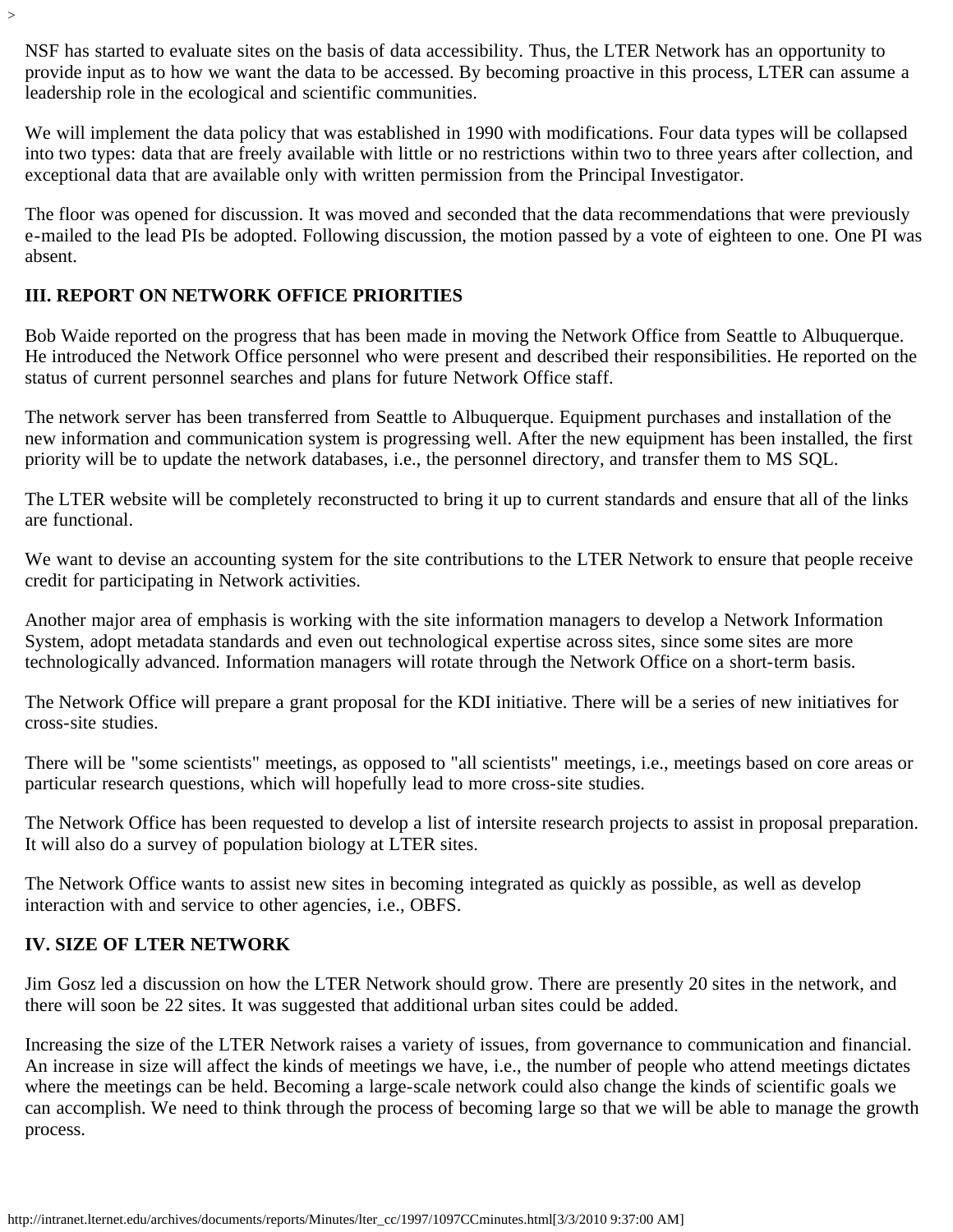NSF has started to evaluate sites on the basis of data accessibility. Thus, the LTER Network has an opportunity to provide input as to how we want the data to be accessed. By becoming proactive in this process, LTER can assume a leadership role in the ecological and scientific communities.

We will implement the data policy that was established in 1990 with modifications. Four data types will be collapsed into two types: data that are freely available with little or no restrictions within two to three years after collection, and exceptional data that are available only with written permission from the Principal Investigator.

The floor was opened for discussion. It was moved and seconded that the data recommendations that were previously e-mailed to the lead PIs be adopted. Following discussion, the motion passed by a vote of eighteen to one. One PI was absent.

### III. REPORT ON NETWORK OFFICE PRIORITIES

Bob Waide reported on the progress that has been made in moving the Network Office from Seattle to Albuquerque. He introduced the Network Office personnel who were present and described their responsibilities. He reported on the status of current personnel searches and plans for future Network Office staff.

The network server has been transferred from Seattle to Albuquerque. Equipment purchases and installation of the new information and communication system is progressing well. After the new equipment has been installed, the first priority will be to update the network databases, i.e., the personnel directory, and transfer them to MS SQL.

The LTER website will be completely reconstructed to bring it up to current standards and ensure that all of the links are functional.

We want to devise an accounting system for the site contributions to the LTER Network to ensure that people receive credit for participating in Network activities.

Another major area of emphasis is working with the site information managers to develop a Network Information System, adopt metadata standards and even out technological expertise across sites, since some sites are more technologically advanced. Information managers will rotate through the Network Office on a short-term basis.

The Network Office will prepare a grant proposal for the KDI initiative. There will be a series of new initiatives for cross-site studies.

There will be "some scientists" meetings, as opposed to "all scientists" meetings, i.e., meetings based on core areas or particular research questions, which will hopefully lead to more cross-site studies.

The Network Office has been requested to develop a list of intersite research projects to assist in proposal preparation. It will also do a survey of population biology at LTER sites.

The Network Office wants to assist new sites in becoming integrated as quickly as possible, as well as develop interaction with and service to other agencies, i.e., OBFS.

### IV. SIZE OF LTER NETWORK

Jim Gosz led a discussion on how the LTER Network should grow. There are presently 20 sites in the network, and there will soon be 22 sites. It was suggested that additional urban sites could be added.

Increasing the size of the LTER Network raises a variety of issues, from governance to communication and financial. An increase in size will affect the kinds of meetings we have, i.e., the number of people who attend meetings dictates where the meetings can be held. Becoming a large-scale network could also change the kinds of scientific goals we can accomplish. We need to think through the process of becoming large so that we will be able to manage the growth process.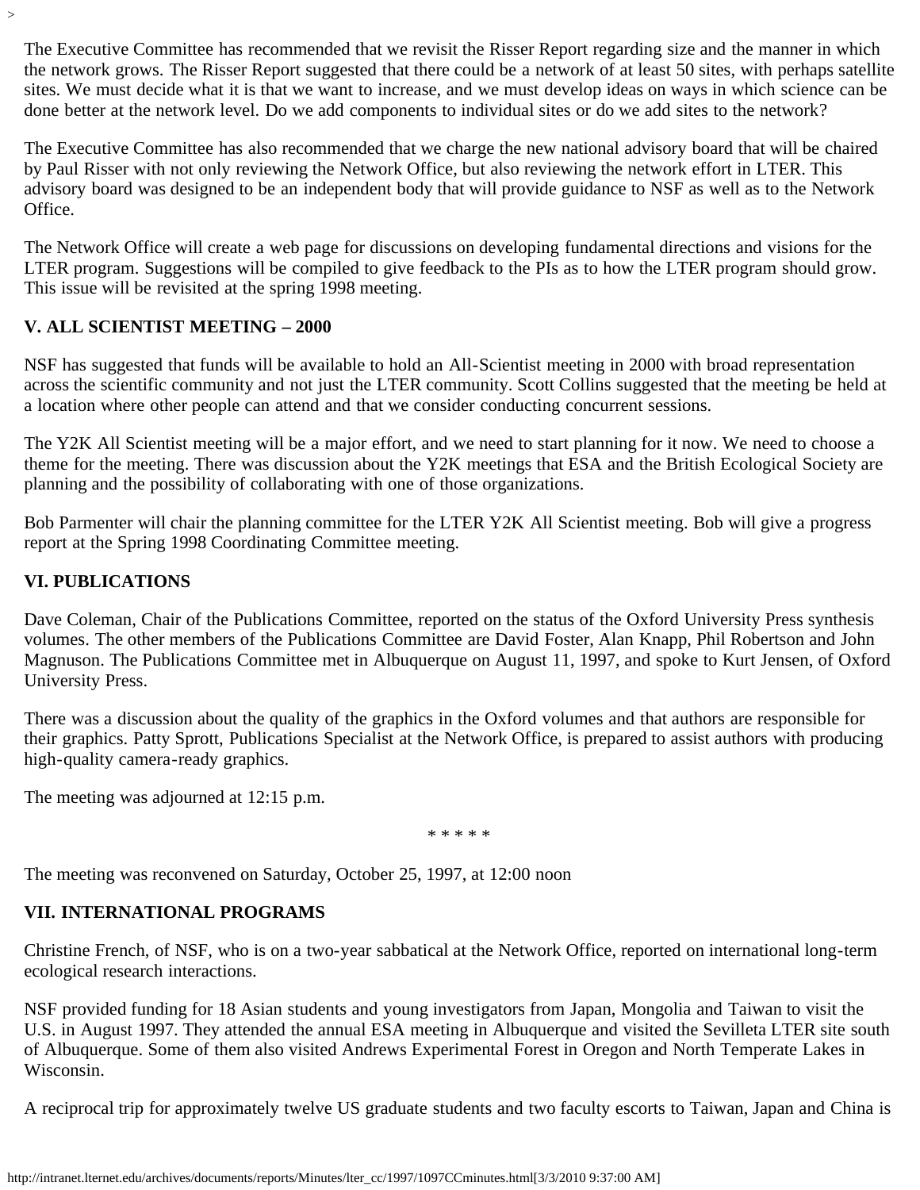The Executive Committee has recommended that we revisit the Risser Report regarding size and the manner in which the network grows. The Risser Report suggested that there could be a network of at least 50 sites, with perhaps satellite sites. We must decide what it is that we want to increase, and we must develop ideas on ways in which science can be done better at the network level. Do we add components to individual sites or do we add sites to the network?

The Executive Committee has also recommended that we charge the new national advisory board that will be chaired by Paul Risser with not only reviewing the Network Office, but also reviewing the network effort in LTER. This advisory board was designed to be an independent body that will provide guidance to NSF as well as to the Network Office.

The Network Office will create a web page for discussions on developing fundamental directions and visions for the LTER program. Suggestions will be compiled to give feedback to the PIs as to how the LTER program should grow. This issue will be revisited at the spring 1998 meeting.

### V. ALL SCIENTIST MEETING – 2000

NSF has suggested that funds will be available to hold an All-Scientist meeting in 2000 with broad representation across the scientific community and not just the LTER community. Scott Collins suggested that the meeting be held at a location where other people can attend and that we consider conducting concurrent sessions.

The Y2K All Scientist meeting will be a major effort, and we need to start planning for it now. We need to choose a theme for the meeting. There was discussion about the Y2K meetings that ESA and the British Ecological Society are planning and the possibility of collaborating with one of those organizations.

Bob Parmenter will chair the planning committee for the LTER Y2K All Scientist meeting. Bob will give a progress report at the Spring 1998 Coordinating Committee meeting.

### VI. PUBLICATIONS

Dave Coleman, Chair of the Publications Committee, reported on the status of the Oxford University Press synthesis volumes. The other members of the Publications Committee are David Foster, Alan Knapp, Phil Robertson and John Magnuson. The Publications Committee met in Albuquerque on August 11, 1997, and spoke to Kurt Jensen, of Oxford University Press.

There was a discussion about the quality of the graphics in the Oxford volumes and that authors are responsible for their graphics. Patty Sprott, Publications Specialist at the Network Office, is prepared to assist authors with producing high-quality camera-ready graphics.

The meeting was adjourned at 12:15 p.m.

* * * * *

The meeting was reconvened on Saturday, October 25, 1997, at 12:00 noon

### VII. INTERNATIONAL PROGRAMS

Christine French, of NSF, who is on a two-year sabbatical at the Network Office, reported on international long-term ecological research interactions.

NSF provided funding for 18 Asian students and young investigators from Japan, Mongolia and Taiwan to visit the U.S. in August 1997. They attended the annual ESA meeting in Albuquerque and visited the Sevilleta LTER site south of Albuquerque. Some of them also visited Andrews Experimental Forest in Oregon and North Temperate Lakes in Wisconsin.

A reciprocal trip for approximately twelve US graduate students and two faculty escorts to Taiwan, Japan and China is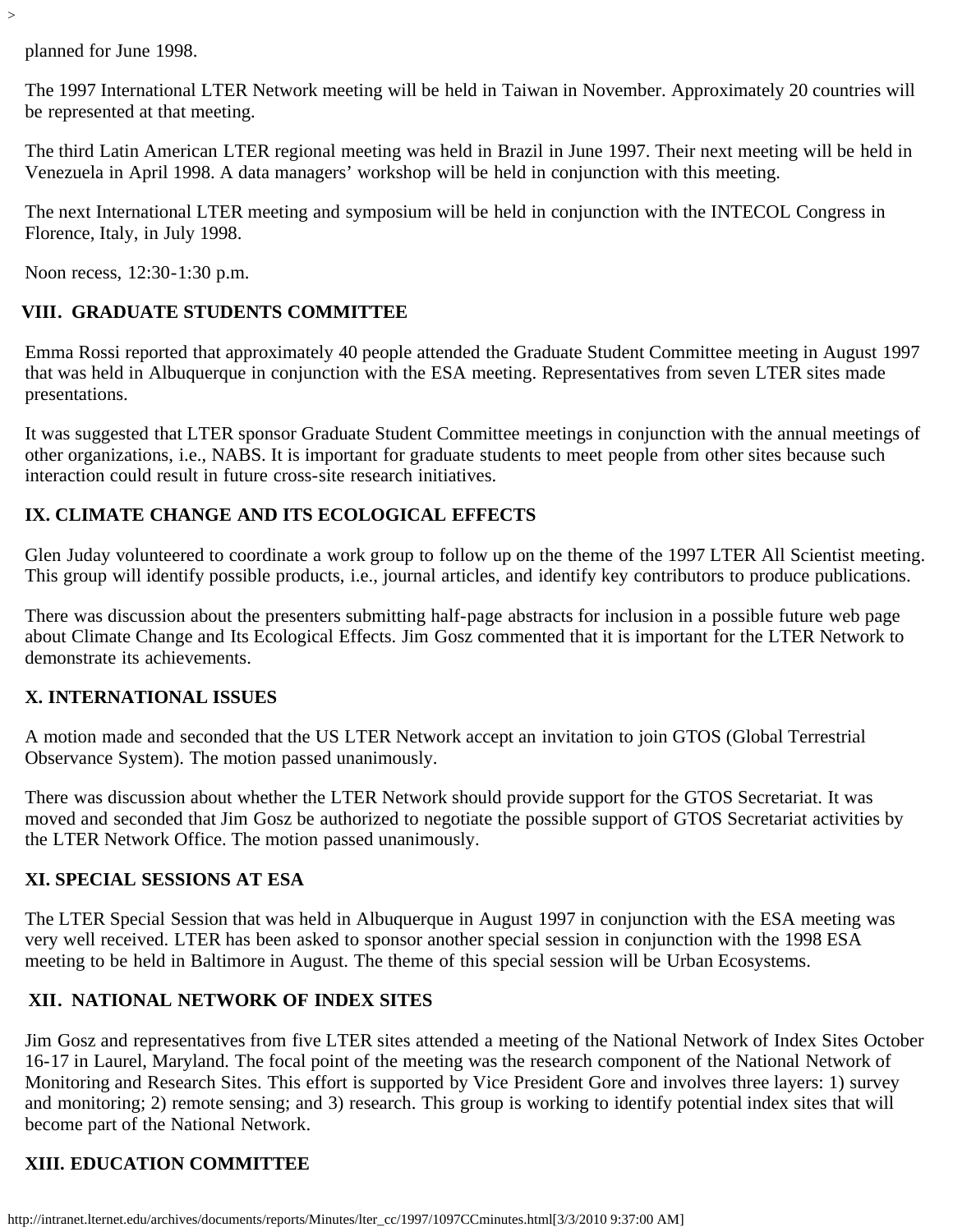planned for June 1998.

The 1997 International LTER Network meeting will be held in Taiwan in November. Approximately 20 countries will be represented at that meeting.

The third Latin American LTER regional meeting was held in Brazil in June 1997. Their next meeting will be held in Venezuela in April 1998. A data managers' workshop will be held in conjunction with this meeting.

The next International LTER meeting and symposium will be held in conjunction with the INTECOL Congress in Florence, Italy, in July 1998.

Noon recess, 12:30-1:30 p.m.

## VIII. GRADUATE STUDENTS COMMITTEE

Emma Rossi reported that approximately 40 people attended the Graduate Student Committee meeting in August 1997 that was held in Albuquerque in conjunction with the ESA meeting. Representatives from seven LTER sites made presentations.

It was suggested that LTER sponsor Graduate Student Committee meetings in conjunction with the annual meetings of other organizations, i.e., NABS. It is important for graduate students to meet people from other sites because such interaction could result in future cross-site research initiatives.

## IX. CLIMATE CHANGE AND ITS ECOLOGICAL EFFECTS

Glen Juday volunteered to coordinate a work group to follow up on the theme of the 1997 LTER All Scientist meeting. This group will identify possible products, i.e., journal articles, and identify key contributors to produce publications.

There was discussion about the presenters submitting half-page abstracts for inclusion in a possible future web page about Climate Change and Its Ecological Effects. Jim Gosz commented that it is important for the LTER Network to demonstrate its achievements.

## X. INTERNATIONAL ISSUES

A motion made and seconded that the US LTER Network accept an invitation to join GTOS (Global Terrestrial Observance System). The motion passed unanimously.

There was discussion about whether the LTER Network should provide support for the GTOS Secretariat. It was moved and seconded that Jim Gosz be authorized to negotiate the possible support of GTOS Secretariat activities by the LTER Network Office. The motion passed unanimously.

## XI. SPECIAL SESSIONS AT ESA

The LTER Special Session that was held in Albuquerque in August 1997 in conjunction with the ESA meeting was very well received. LTER has been asked to sponsor another special session in conjunction with the 1998 ESA meeting to be held in Baltimore in August. The theme of this special session will be Urban Ecosystems.

## XII. NATIONAL NETWORK OF INDEX SITES

Jim Gosz and representatives from five LTER sites attended a meeting of the National Network of Index Sites October 16-17 in Laurel, Maryland. The focal point of the meeting was the research component of the National Network of Monitoring and Research Sites. This effort is supported by Vice President Gore and involves three layers: 1) survey and monitoring; 2) remote sensing; and 3) research. This group is working to identify potential index sites that will become part of the National Network.

## XIII. EDUCATION COMMITTEE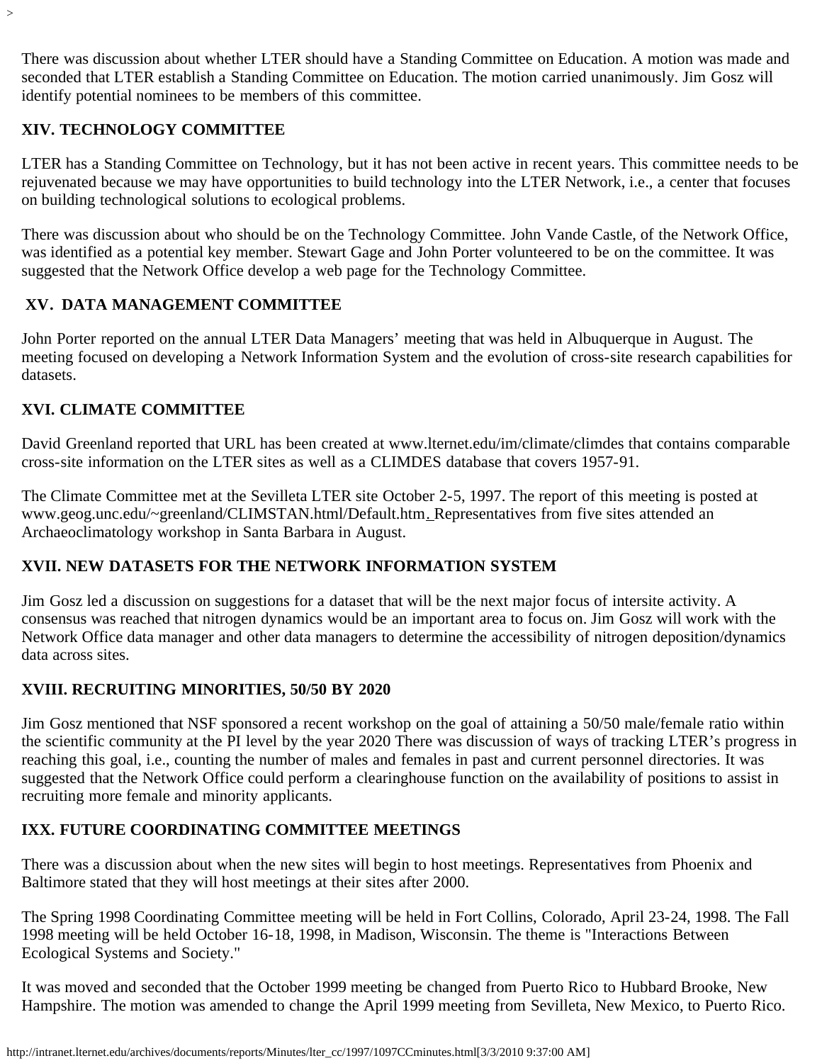There was discussion about whether LTER should have a Standing Committee on Education. A motion was made and seconded that LTER establish a Standing Committee on Education. The motion carried unanimously. Jim Gosz will identify potential nominees to be members of this committee.

**XIV. TECHNOLOGY COMMITTEE**

LTER has a Standing Committee on Technology, but it has not been active in recent years. This committee needs to be rejuvenated because we may have opportunities to build technology into the LTER Network, i.e., a center that focuses on building technological solutions to ecological problems.

There was discussion about who should be on the Technology Committee. John Vande Castle, of the Network Office, was identified as a potential key member. Stewart Gage and John Porter volunteered to be on the committee. It was suggested that the Network Office develop a web page for the Technology Committee.

**XV. DATA MANAGEMENT COMMITTEE**

John Porter reported on the annual LTER Data Managers' meeting that was held in Albuquerque in August. The meeting focused on developing a Network Information System and the evolution of cross-site research capabilities for datasets.

**XVI. CLIMATE COMMITTEE**

David Greenland reported that URL has been created at www.lternet.edu/im/climate/climdes that contains comparable cross-site information on the LTER sites as well as a CLIMDES database that covers 1957-91.

The Climate Committee met at the Sevilleta LTER site October 2-5, 1997. The report of this meeting is posted at www.geog.unc.edu/~greenland/CLIMSTAN.html/Default.htm. Representatives from five sites attended an Archaeoclimatology workshop in Santa Barbara in August.

**XVII. NEW DATASETS FOR THE NETWORK INFORMATION SYSTEM**

Jim Gosz led a discussion on suggestions for a dataset that will be the next major focus of intersite activity. A consensus was reached that nitrogen dynamics would be an important area to focus on. Jim Gosz will work with the Network Office data manager and other data managers to determine the accessibility of nitrogen deposition/dynamics data across sites.

**XVIII. RECRUITING MINORITIES, 50/50 BY 2020**

Jim Gosz mentioned that NSF sponsored a recent workshop on the goal of attaining a 50/50 male/female ratio within the scientific community at the PI level by the year 2020 There was discussion of ways of tracking LTER's progress in reaching this goal, i.e., counting the number of males and females in past and current personnel directories. It was suggested that the Network Office could perform a clearinghouse function on the availability of positions to assist in recruiting more female and minority applicants.

**IXX. FUTURE COORDINATING COMMITTEE MEETINGS**

There was a discussion about when the new sites will begin to host meetings. Representatives from Phoenix and Baltimore stated that they will host meetings at their sites after 2000.

The Spring 1998 Coordinating Committee meeting will be held in Fort Collins, Colorado, April 23-24, 1998. The Fall 1998 meeting will be held October 16-18, 1998, in Madison, Wisconsin. The theme is "Interactions Between Ecological Systems and Society."

It was moved and seconded that the October 1999 meeting be changed from Puerto Rico to Hubbard Brooke, New Hampshire. The motion was amended to change the April 1999 meeting from Sevilleta, New Mexico, to Puerto Rico.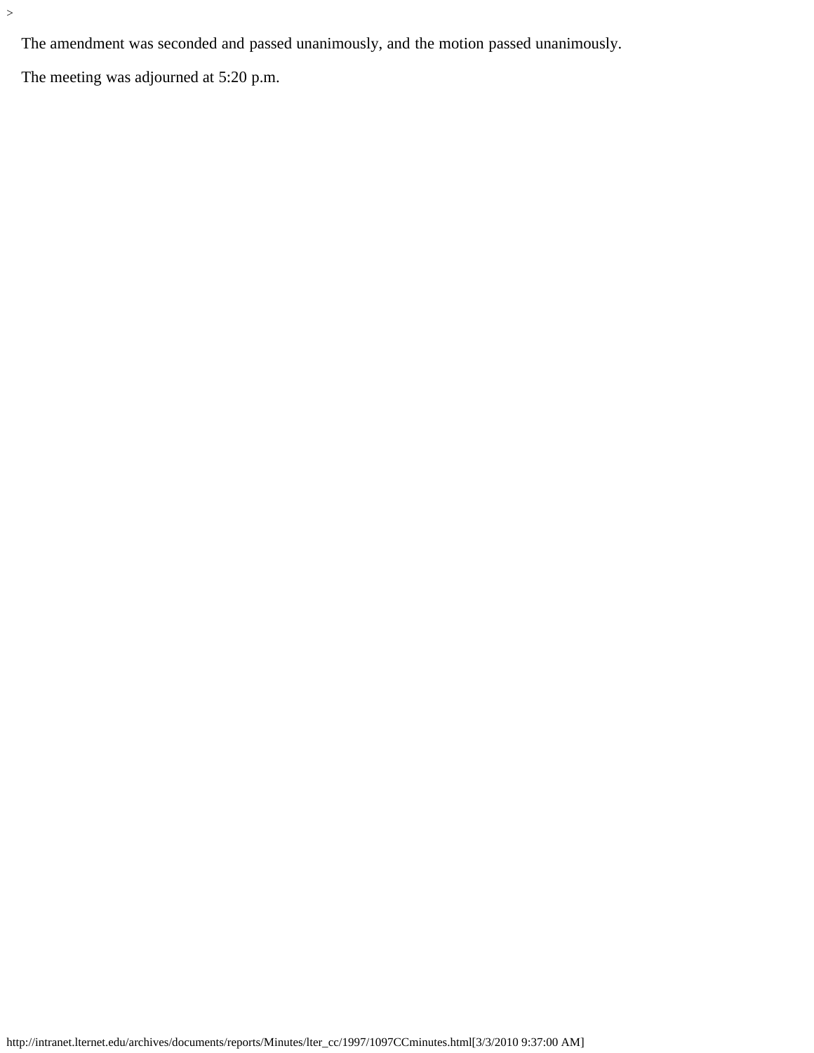>

The amendment was seconded and passed unanimously, and the motion passed unanimously.

The meeting was adjourned at 5:20 p.m.